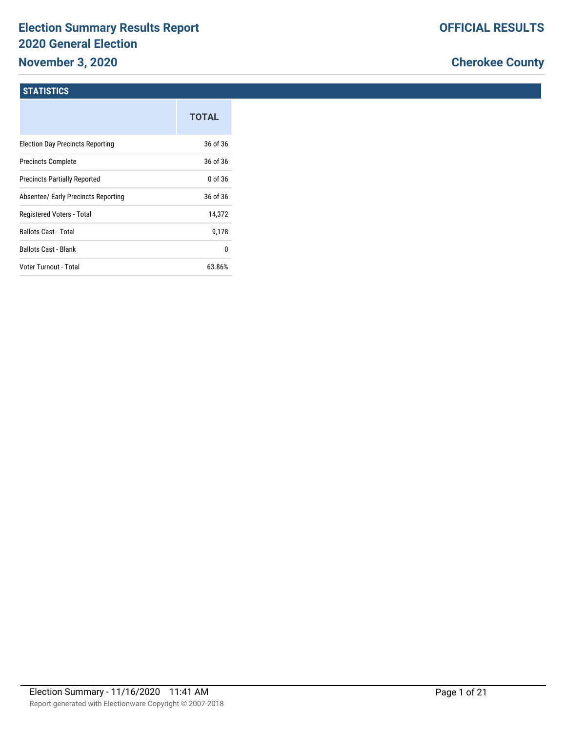# Election Summary Results Report
# 2020 General Election
## November 3, 2020

**OFFICIAL RESULTS**

**Cherokee County**

### STATISTICS

| | TOTAL |
|---|---|
| Election Day Precincts Reporting | 36 of 36 |
| Precincts Complete | 36 of 36 |
| Precincts Partially Reported | 0 of 36 |
| Absentee/ Early Precincts Reporting | 36 of 36 |
| Registered Voters - Total | 14,372 |
| Ballots Cast - Total | 9,178 |
| Ballots Cast - Blank | 0 |
| Voter Turnout - Total | 63.86% |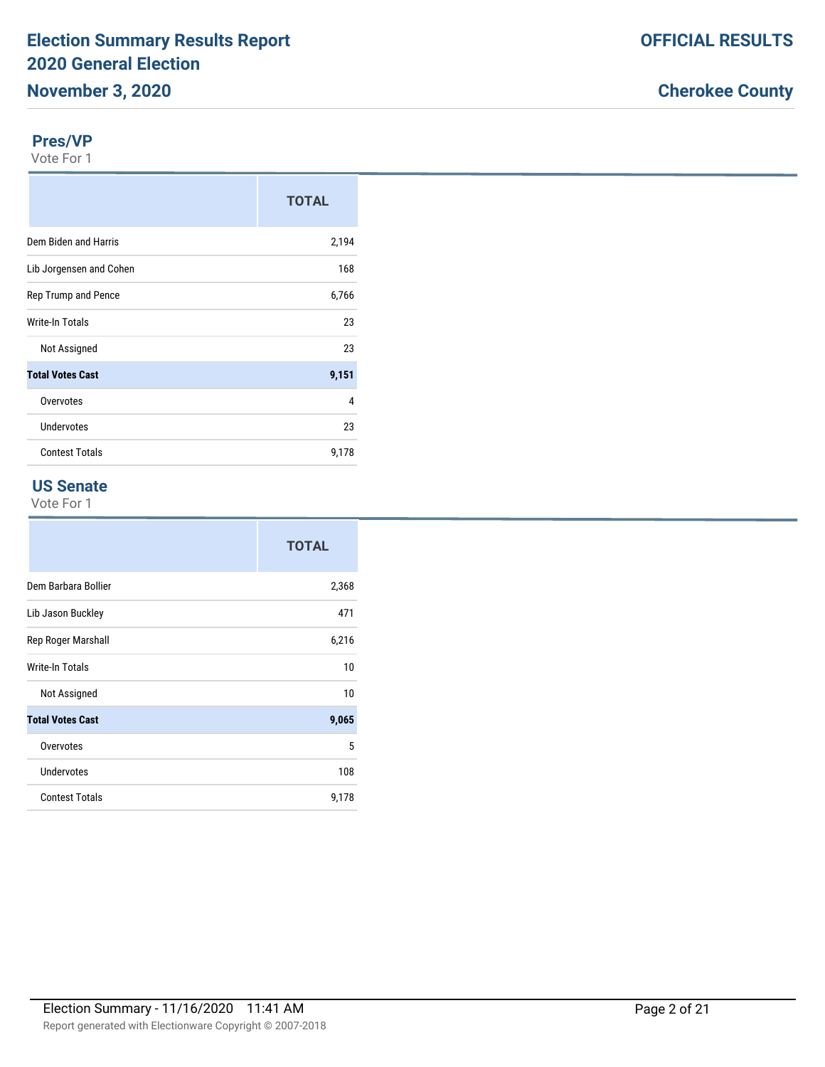## Pres/VP

Vote For 1

| | TOTAL |
|---|---|
| Dem Biden and Harris | 2,194 |
| Lib Jorgensen and Cohen | 168 |
| Rep Trump and Pence | 6,766 |
| Write-In Totals | 23 |
| Not Assigned | 23 |
| **Total Votes Cast** | **9,151** |
| Overvotes | 4 |
| Undervotes | 23 |
| Contest Totals | 9,178 |

## US Senate

Vote For 1

| | TOTAL |
|---|---|
| Dem Barbara Bollier | 2,368 |
| Lib Jason Buckley | 471 |
| Rep Roger Marshall | 6,216 |
| Write-In Totals | 10 |
| Not Assigned | 10 |
| **Total Votes Cast** | **9,065** |
| Overvotes | 5 |
| Undervotes | 108 |
| Contest Totals | 9,178 |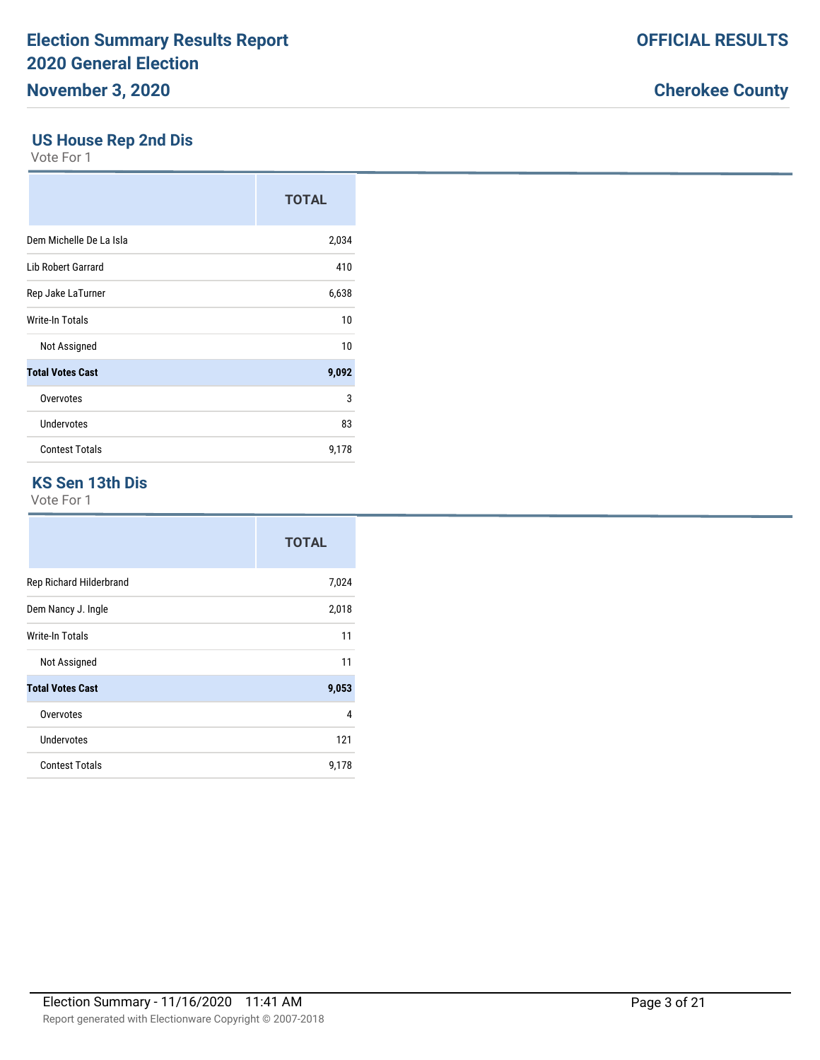# Election Summary Results Report
# 2020 General Election
# November 3, 2020

**OFFICIAL RESULTS**

**Cherokee County**

## US House Rep 2nd Dis

Vote For 1

| | TOTAL |
|---|---|
| Dem Michelle De La Isla | 2,034 |
| Lib Robert Garrard | 410 |
| Rep Jake LaTurner | 6,638 |
| Write-In Totals | 10 |
| Not Assigned | 10 |
| **Total Votes Cast** | **9,092** |
| Overvotes | 3 |
| Undervotes | 83 |
| Contest Totals | 9,178 |

## KS Sen 13th Dis

Vote For 1

| | TOTAL |
|---|---|
| Rep Richard Hilderbrand | 7,024 |
| Dem Nancy J. Ingle | 2,018 |
| Write-In Totals | 11 |
| Not Assigned | 11 |
| **Total Votes Cast** | **9,053** |
| Overvotes | 4 |
| Undervotes | 121 |
| Contest Totals | 9,178 |

Election Summary - 11/16/2020 11:41 AM

Report generated with Electionware Copyright © 2007-2018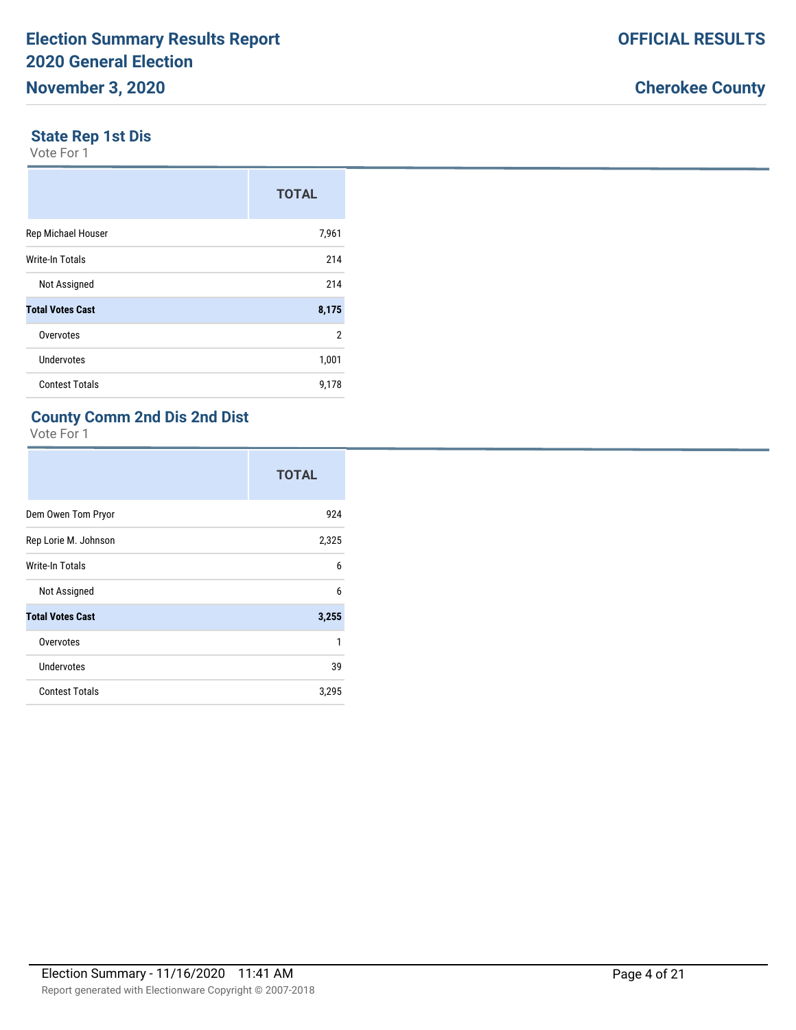### State Rep 1st Dis

Vote For 1

| | TOTAL |
|---|---|
| Rep Michael Houser | 7,961 |
| Write-In Totals | 214 |
| Not Assigned | 214 |
| **Total Votes Cast** | **8,175** |
| Overvotes | 2 |
| Undervotes | 1,001 |
| Contest Totals | 9,178 |

### County Comm 2nd Dis 2nd Dist

Vote For 1

| | TOTAL |
|---|---|
| Dem Owen Tom Pryor | 924 |
| Rep Lorie M. Johnson | 2,325 |
| Write-In Totals | 6 |
| Not Assigned | 6 |
| **Total Votes Cast** | **3,255** |
| Overvotes | 1 |
| Undervotes | 39 |
| Contest Totals | 3,295 |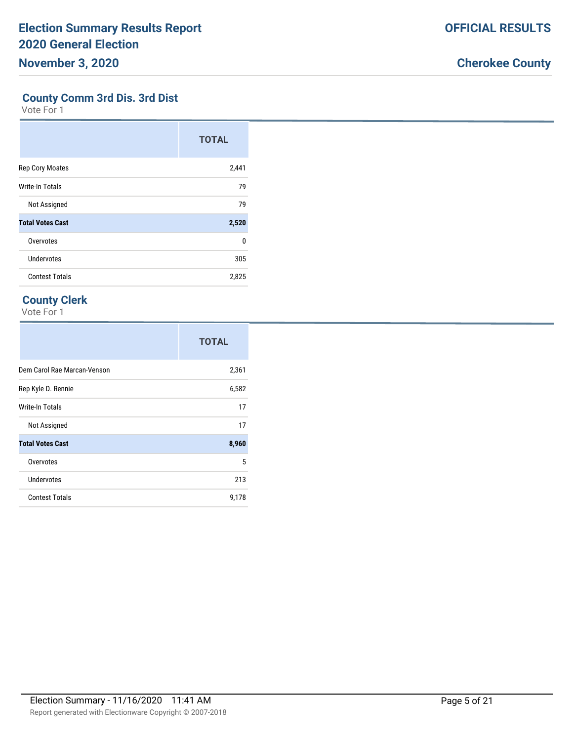## County Comm 3rd Dis. 3rd Dist

Vote For 1

| | TOTAL |
|---|---|
| Rep Cory Moates | 2,441 |
| Write-In Totals | 79 |
| Not Assigned | 79 |
| **Total Votes Cast** | **2,520** |
| Overvotes | 0 |
| Undervotes | 305 |
| Contest Totals | 2,825 |

## County Clerk

Vote For 1

| | TOTAL |
|---|---|
| Dem Carol Rae Marcan-Venson | 2,361 |
| Rep Kyle D. Rennie | 6,582 |
| Write-In Totals | 17 |
| Not Assigned | 17 |
| **Total Votes Cast** | **8,960** |
| Overvotes | 5 |
| Undervotes | 213 |
| Contest Totals | 9,178 |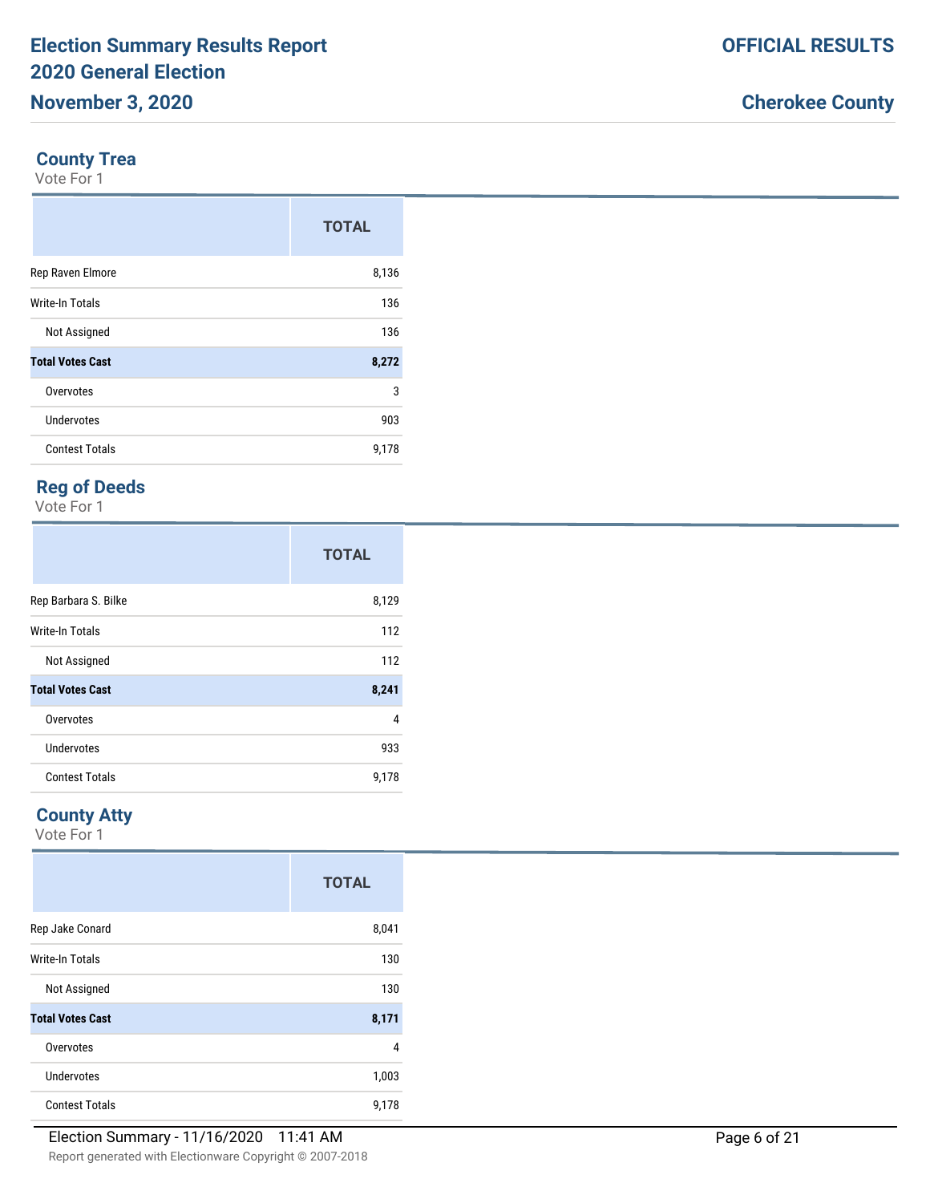## County Trea

Vote For 1

| | TOTAL |
|---|---|
| Rep Raven Elmore | 8,136 |
| Write-In Totals | 136 |
| Not Assigned | 136 |
| **Total Votes Cast** | **8,272** |
| Overvotes | 3 |
| Undervotes | 903 |
| Contest Totals | 9,178 |

## Reg of Deeds

Vote For 1

| | TOTAL |
|---|---|
| Rep Barbara S. Bilke | 8,129 |
| Write-In Totals | 112 |
| Not Assigned | 112 |
| **Total Votes Cast** | **8,241** |
| Overvotes | 4 |
| Undervotes | 933 |
| Contest Totals | 9,178 |

## County Atty

Vote For 1

| | TOTAL |
|---|---|
| Rep Jake Conard | 8,041 |
| Write-In Totals | 130 |
| Not Assigned | 130 |
| **Total Votes Cast** | **8,171** |
| Overvotes | 4 |
| Undervotes | 1,003 |
| Contest Totals | 9,178 |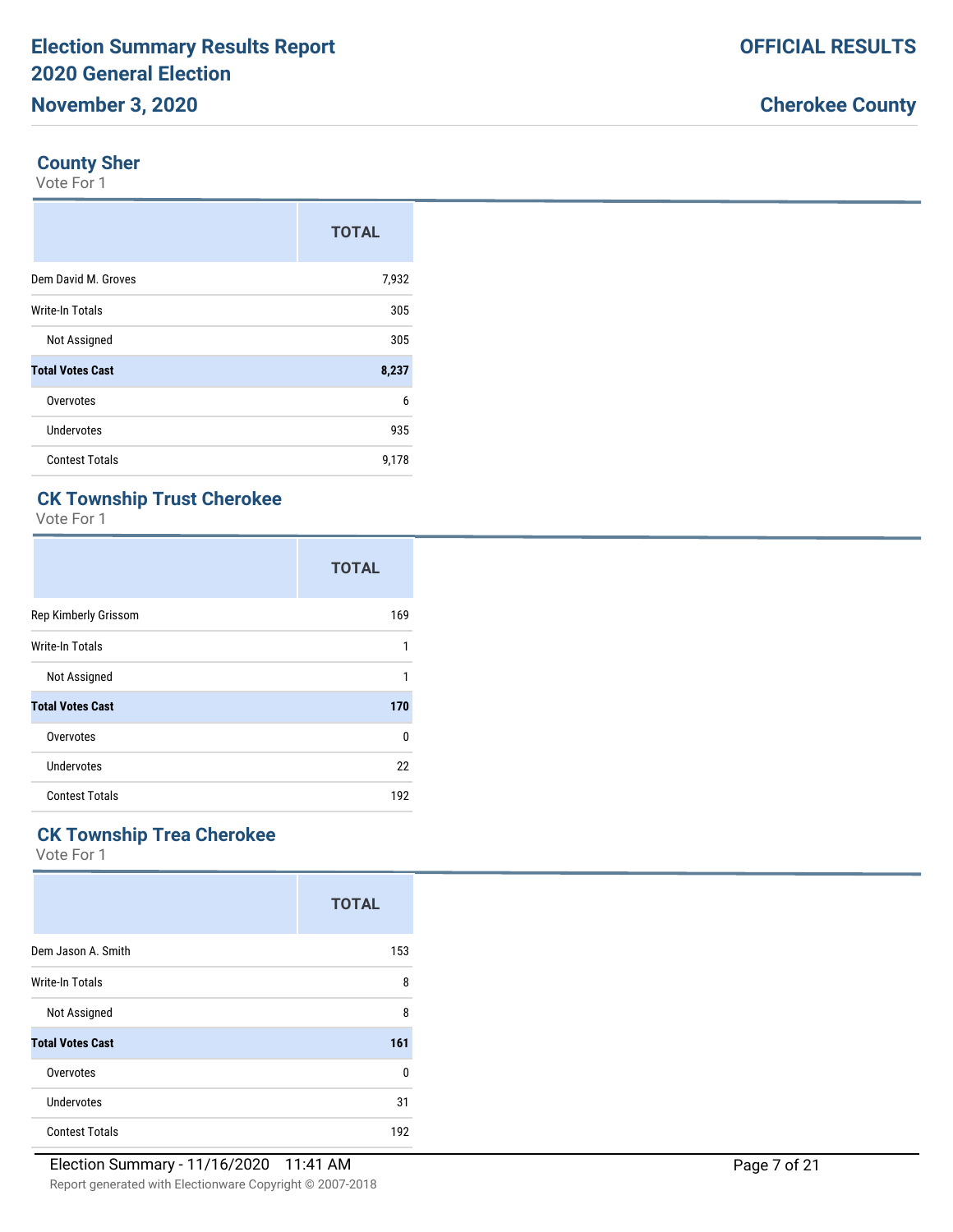## County Sher

Vote For 1

| | TOTAL |
|---|---|
| Dem David M. Groves | 7,932 |
| Write-In Totals | 305 |
| Not Assigned | 305 |
| **Total Votes Cast** | **8,237** |
| Overvotes | 6 |
| Undervotes | 935 |
| Contest Totals | 9,178 |

## CK Township Trust Cherokee

Vote For 1

| | TOTAL |
|---|---|
| Rep Kimberly Grissom | 169 |
| Write-In Totals | 1 |
| Not Assigned | 1 |
| **Total Votes Cast** | **170** |
| Overvotes | 0 |
| Undervotes | 22 |
| Contest Totals | 192 |

## CK Township Trea Cherokee

Vote For 1

| | TOTAL |
|---|---|
| Dem Jason A. Smith | 153 |
| Write-In Totals | 8 |
| Not Assigned | 8 |
| **Total Votes Cast** | **161** |
| Overvotes | 0 |
| Undervotes | 31 |
| Contest Totals | 192 |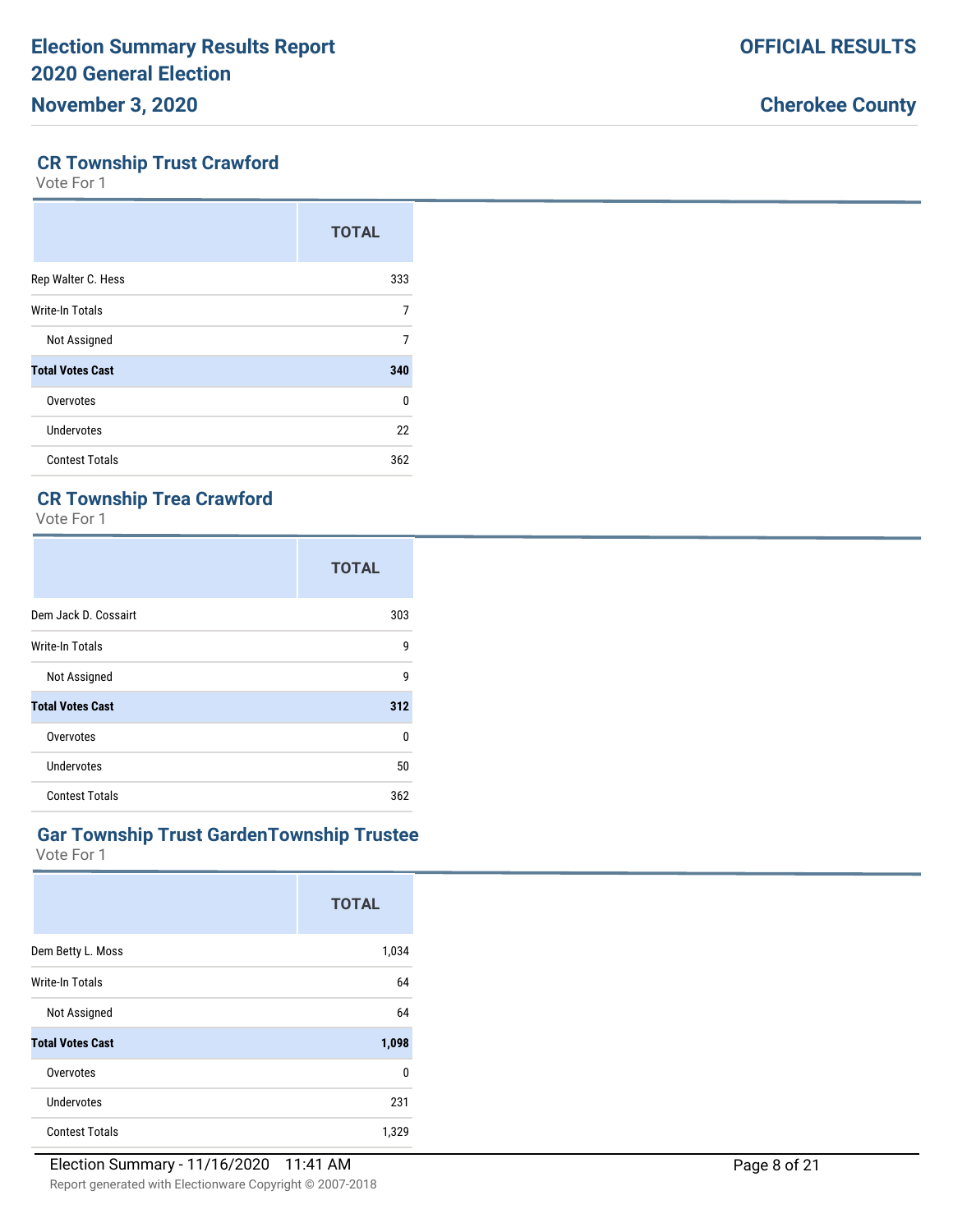## CR Township Trust Crawford

Vote For 1

| | TOTAL |
|---|---|
| Rep Walter C. Hess | 333 |
| Write-In Totals | 7 |
| Not Assigned | 7 |
| **Total Votes Cast** | **340** |
| Overvotes | 0 |
| Undervotes | 22 |
| Contest Totals | 362 |

## CR Township Trea Crawford

Vote For 1

| | TOTAL |
|---|---|
| Dem Jack D. Cossairt | 303 |
| Write-In Totals | 9 |
| Not Assigned | 9 |
| **Total Votes Cast** | **312** |
| Overvotes | 0 |
| Undervotes | 50 |
| Contest Totals | 362 |

## Gar Township Trust GardenTownship Trustee

Vote For 1

| | TOTAL |
|---|---|
| Dem Betty L. Moss | 1,034 |
| Write-In Totals | 64 |
| Not Assigned | 64 |
| **Total Votes Cast** | **1,098** |
| Overvotes | 0 |
| Undervotes | 231 |
| Contest Totals | 1,329 |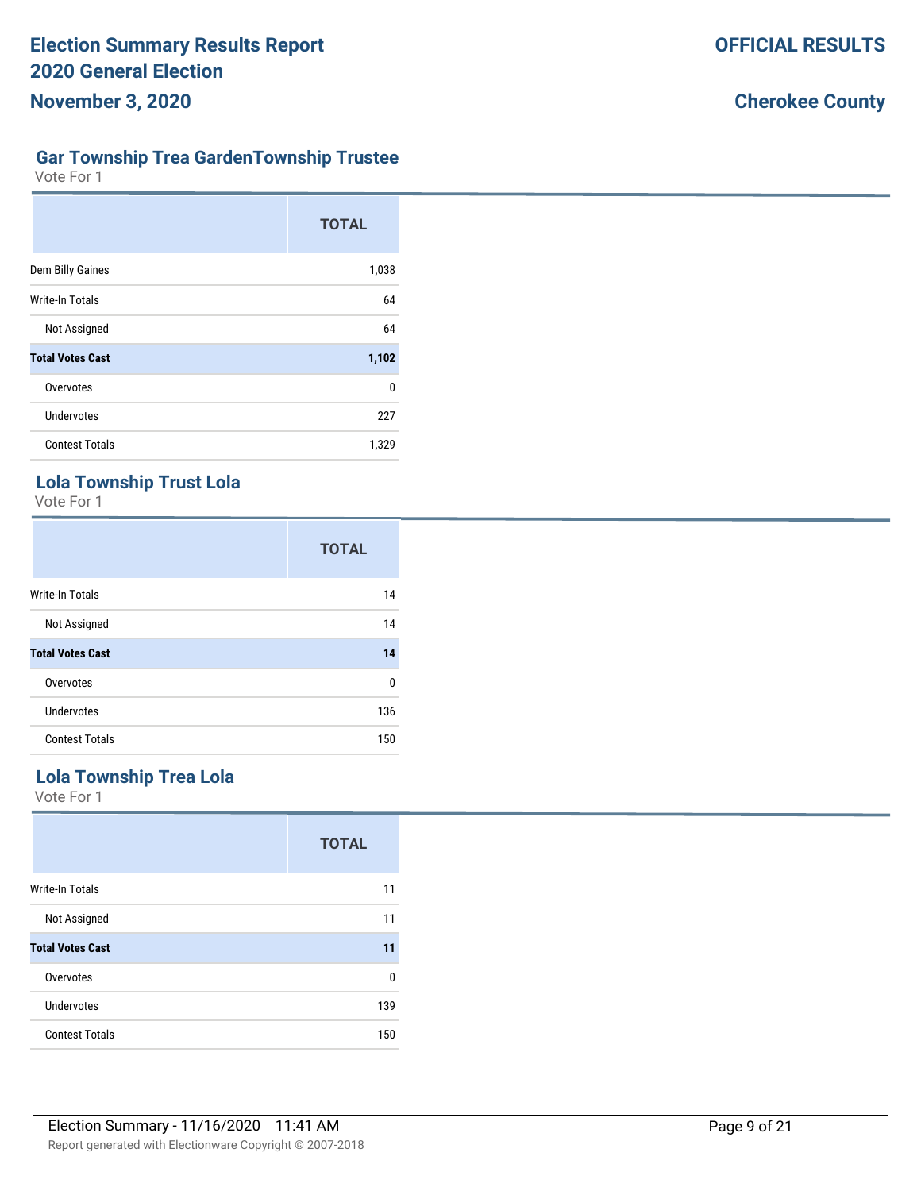## Gar Township Trea GardenTownship Trustee

Vote For 1

| | TOTAL |
|---|---|
| Dem Billy Gaines | 1,038 |
| Write-In Totals | 64 |
| Not Assigned | 64 |
| **Total Votes Cast** | **1,102** |
| Overvotes | 0 |
| Undervotes | 227 |
| Contest Totals | 1,329 |

## Lola Township Trust Lola

Vote For 1

| | TOTAL |
|---|---|
| Write-In Totals | 14 |
| Not Assigned | 14 |
| **Total Votes Cast** | **14** |
| Overvotes | 0 |
| Undervotes | 136 |
| Contest Totals | 150 |

## Lola Township Trea Lola

Vote For 1

| | TOTAL |
|---|---|
| Write-In Totals | 11 |
| Not Assigned | 11 |
| **Total Votes Cast** | **11** |
| Overvotes | 0 |
| Undervotes | 139 |
| Contest Totals | 150 |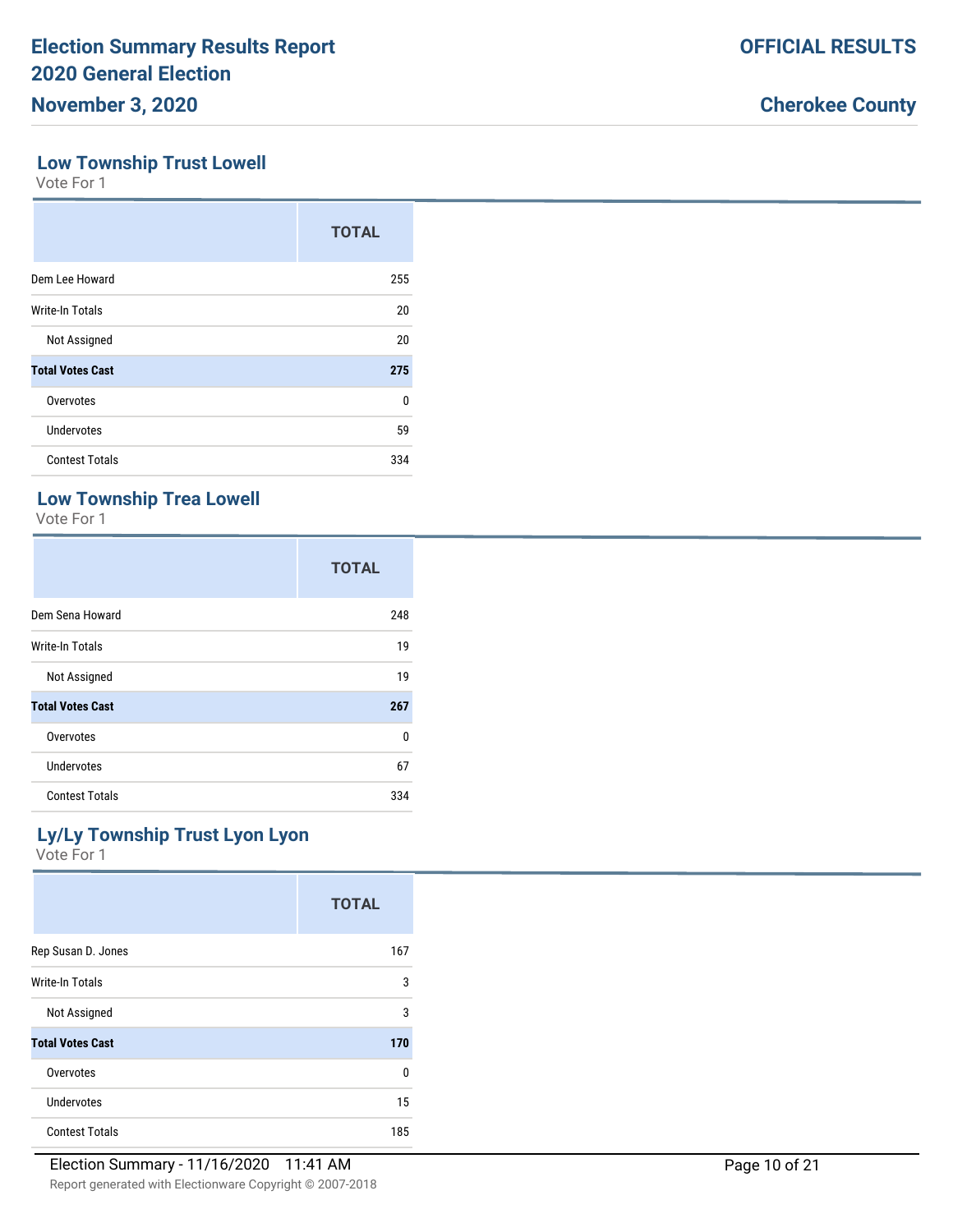## Low Township Trust Lowell

Vote For 1

| | TOTAL |
|---|---|
| Dem Lee Howard | 255 |
| Write-In Totals | 20 |
| Not Assigned | 20 |
| **Total Votes Cast** | **275** |
| Overvotes | 0 |
| Undervotes | 59 |
| Contest Totals | 334 |

## Low Township Trea Lowell

Vote For 1

| | TOTAL |
|---|---|
| Dem Sena Howard | 248 |
| Write-In Totals | 19 |
| Not Assigned | 19 |
| **Total Votes Cast** | **267** |
| Overvotes | 0 |
| Undervotes | 67 |
| Contest Totals | 334 |

## Ly/Ly Township Trust Lyon Lyon

Vote For 1

| | TOTAL |
|---|---|
| Rep Susan D. Jones | 167 |
| Write-In Totals | 3 |
| Not Assigned | 3 |
| **Total Votes Cast** | **170** |
| Overvotes | 0 |
| Undervotes | 15 |
| Contest Totals | 185 |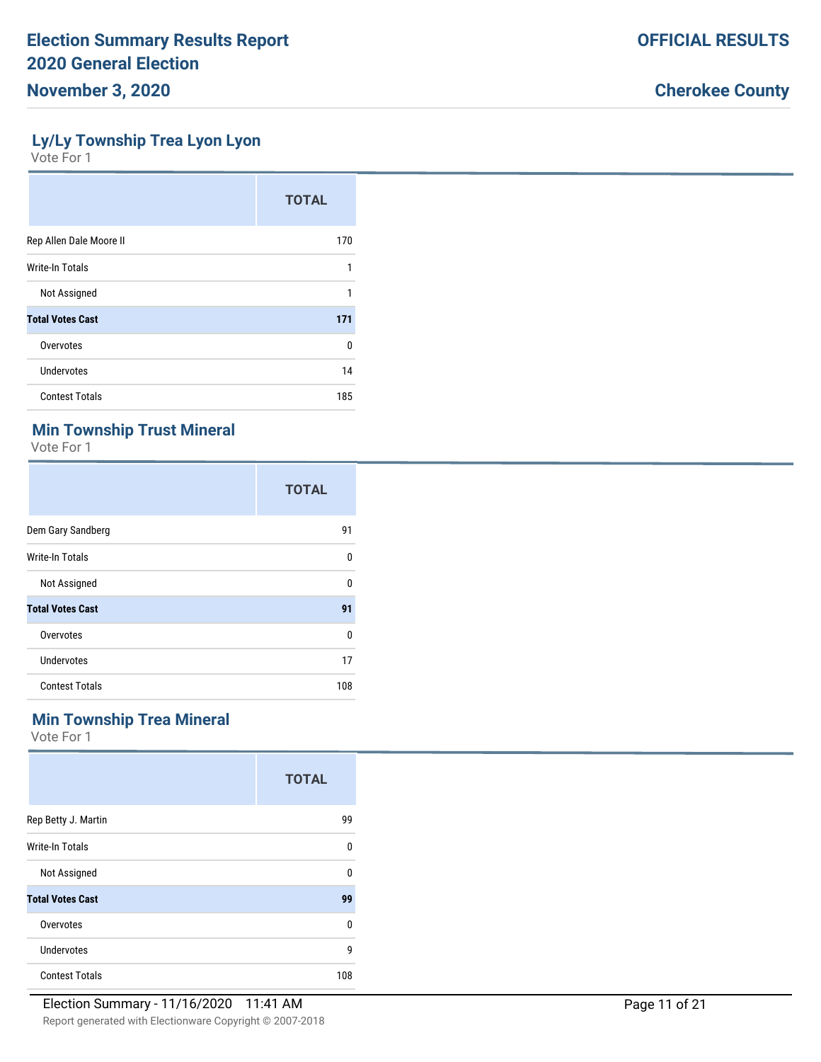## Ly/Ly Township Trea Lyon Lyon

Vote For 1

| | TOTAL |
|---|---|
| Rep Allen Dale Moore II | 170 |
| Write-In Totals | 1 |
| Not Assigned | 1 |
| **Total Votes Cast** | **171** |
| Overvotes | 0 |
| Undervotes | 14 |
| Contest Totals | 185 |

## Min Township Trust Mineral

Vote For 1

| | TOTAL |
|---|---|
| Dem Gary Sandberg | 91 |
| Write-In Totals | 0 |
| Not Assigned | 0 |
| **Total Votes Cast** | **91** |
| Overvotes | 0 |
| Undervotes | 17 |
| Contest Totals | 108 |

## Min Township Trea Mineral

Vote For 1

| | TOTAL |
|---|---|
| Rep Betty J. Martin | 99 |
| Write-In Totals | 0 |
| Not Assigned | 0 |
| **Total Votes Cast** | **99** |
| Overvotes | 0 |
| Undervotes | 9 |
| Contest Totals | 108 |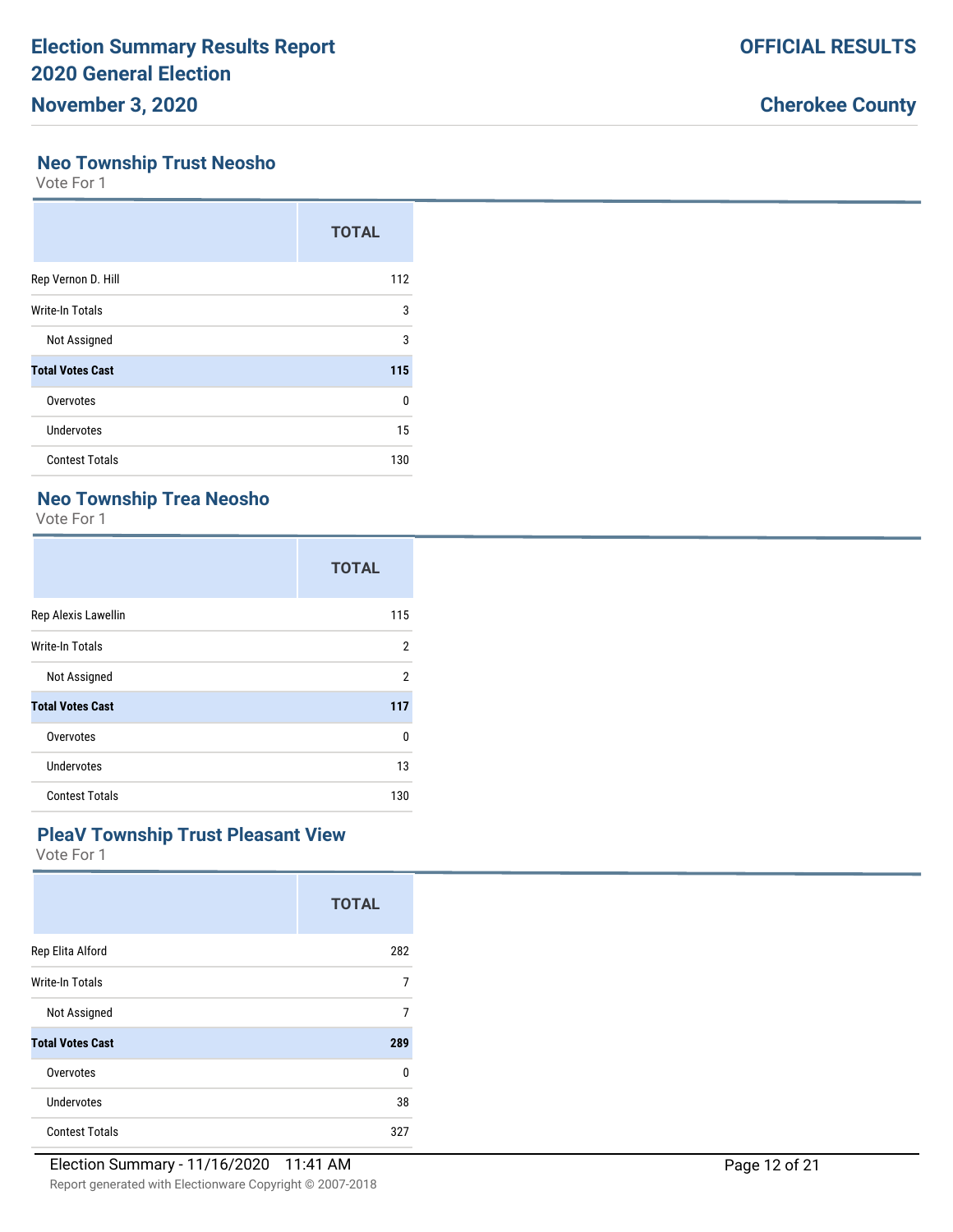## Neo Township Trust Neosho

Vote For 1

| | TOTAL |
|---|---|
| Rep Vernon D. Hill | 112 |
| Write-In Totals | 3 |
| Not Assigned | 3 |
| **Total Votes Cast** | **115** |
| Overvotes | 0 |
| Undervotes | 15 |
| Contest Totals | 130 |

## Neo Township Trea Neosho

Vote For 1

| | TOTAL |
|---|---|
| Rep Alexis Lawellin | 115 |
| Write-In Totals | 2 |
| Not Assigned | 2 |
| **Total Votes Cast** | **117** |
| Overvotes | 0 |
| Undervotes | 13 |
| Contest Totals | 130 |

## PleaV Township Trust Pleasant View

Vote For 1

| | TOTAL |
|---|---|
| Rep Elita Alford | 282 |
| Write-In Totals | 7 |
| Not Assigned | 7 |
| **Total Votes Cast** | **289** |
| Overvotes | 0 |
| Undervotes | 38 |
| Contest Totals | 327 |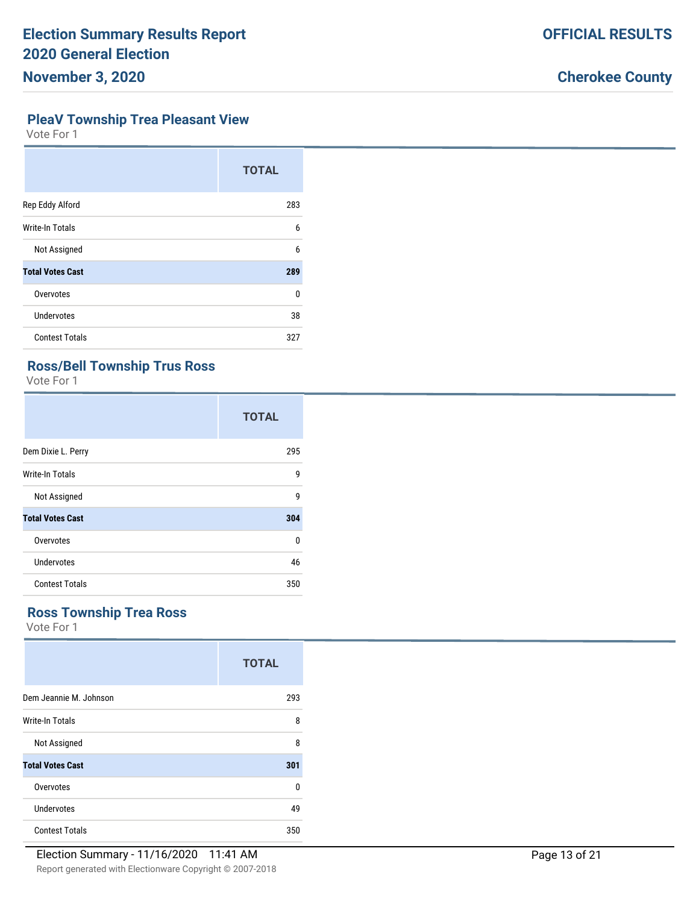## PleaV Township Trea Pleasant View

Vote For 1

| | TOTAL |
|---|---|
| Rep Eddy Alford | 283 |
| Write-In Totals | 6 |
| Not Assigned | 6 |
| **Total Votes Cast** | **289** |
| Overvotes | 0 |
| Undervotes | 38 |
| Contest Totals | 327 |

## Ross/Bell Township Trus Ross

Vote For 1

| | TOTAL |
|---|---|
| Dem Dixie L. Perry | 295 |
| Write-In Totals | 9 |
| Not Assigned | 9 |
| **Total Votes Cast** | **304** |
| Overvotes | 0 |
| Undervotes | 46 |
| Contest Totals | 350 |

## Ross Township Trea Ross

Vote For 1

| | TOTAL |
|---|---|
| Dem Jeannie M. Johnson | 293 |
| Write-In Totals | 8 |
| Not Assigned | 8 |
| **Total Votes Cast** | **301** |
| Overvotes | 0 |
| Undervotes | 49 |
| Contest Totals | 350 |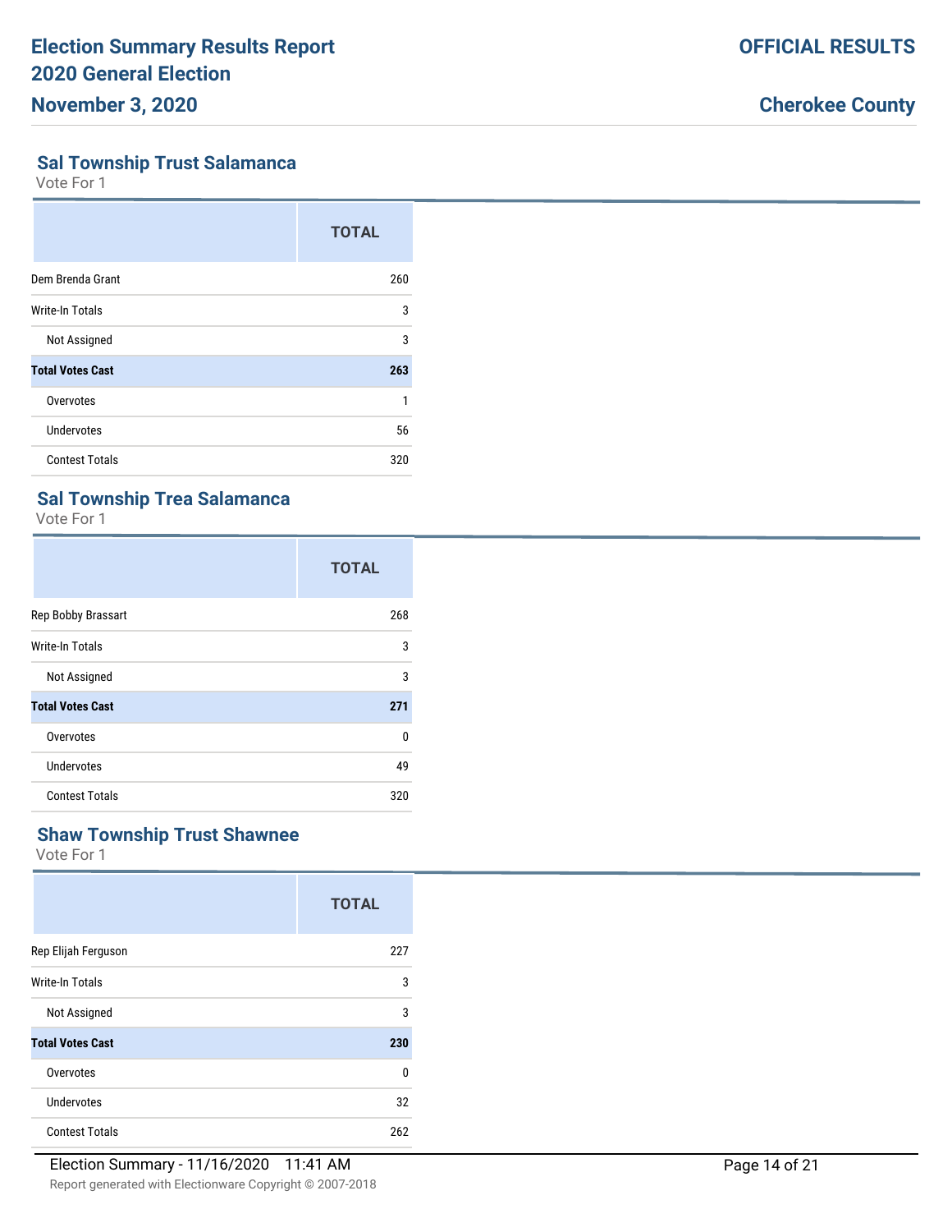## Sal Township Trust Salamanca

Vote For 1

| | TOTAL |
|---|---|
| Dem Brenda Grant | 260 |
| Write-In Totals | 3 |
| Not Assigned | 3 |
| **Total Votes Cast** | **263** |
| Overvotes | 1 |
| Undervotes | 56 |
| Contest Totals | 320 |

## Sal Township Trea Salamanca

Vote For 1

| | TOTAL |
|---|---|
| Rep Bobby Brassart | 268 |
| Write-In Totals | 3 |
| Not Assigned | 3 |
| **Total Votes Cast** | **271** |
| Overvotes | 0 |
| Undervotes | 49 |
| Contest Totals | 320 |

## Shaw Township Trust Shawnee

Vote For 1

| | TOTAL |
|---|---|
| Rep Elijah Ferguson | 227 |
| Write-In Totals | 3 |
| Not Assigned | 3 |
| **Total Votes Cast** | **230** |
| Overvotes | 0 |
| Undervotes | 32 |
| Contest Totals | 262 |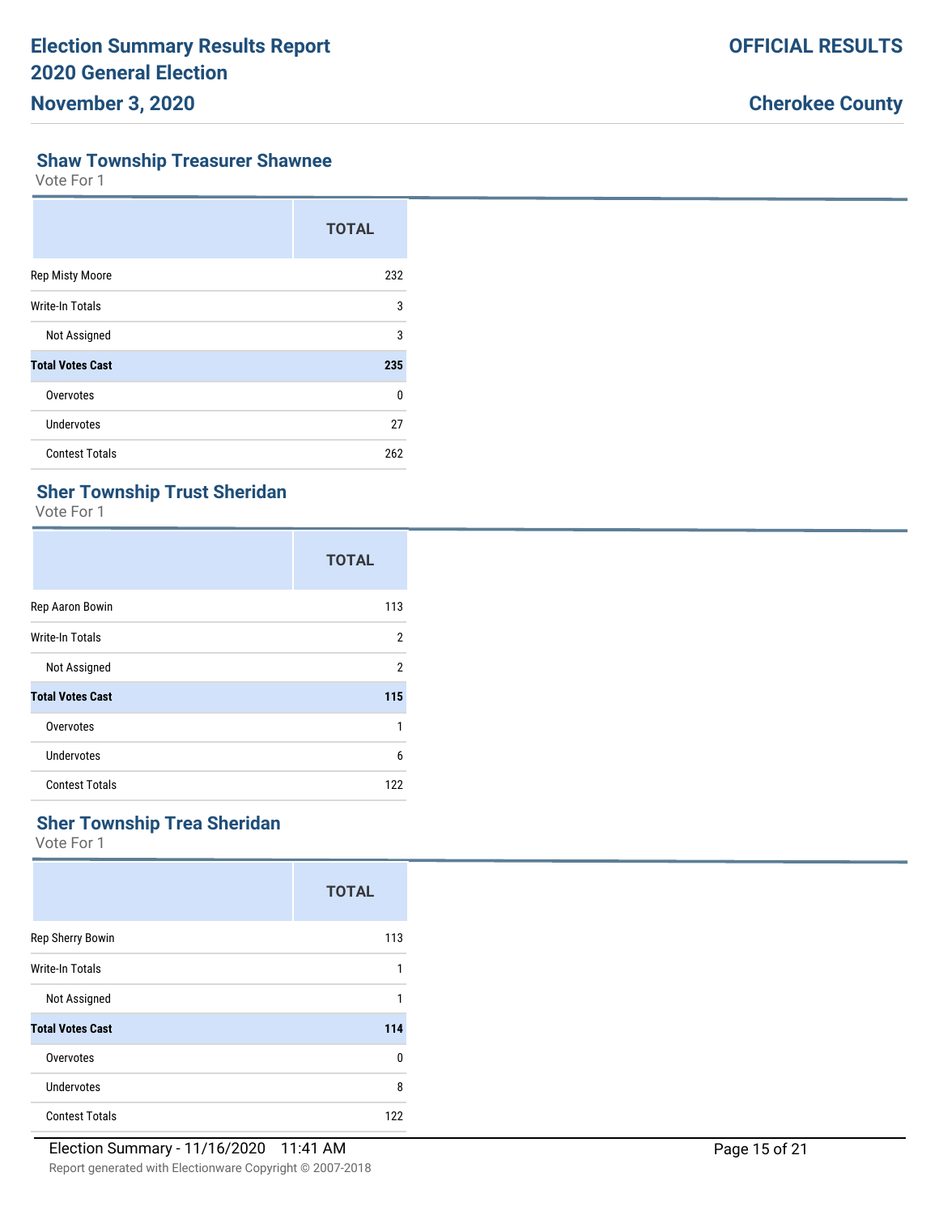## Shaw Township Treasurer Shawnee

Vote For 1

| | TOTAL |
|---|---|
| Rep Misty Moore | 232 |
| Write-In Totals | 3 |
| Not Assigned | 3 |
| **Total Votes Cast** | **235** |
| Overvotes | 0 |
| Undervotes | 27 |
| Contest Totals | 262 |

## Sher Township Trust Sheridan

Vote For 1

| | TOTAL |
|---|---|
| Rep Aaron Bowin | 113 |
| Write-In Totals | 2 |
| Not Assigned | 2 |
| **Total Votes Cast** | **115** |
| Overvotes | 1 |
| Undervotes | 6 |
| Contest Totals | 122 |

## Sher Township Trea Sheridan

Vote For 1

| | TOTAL |
|---|---|
| Rep Sherry Bowin | 113 |
| Write-In Totals | 1 |
| Not Assigned | 1 |
| **Total Votes Cast** | **114** |
| Overvotes | 0 |
| Undervotes | 8 |
| Contest Totals | 122 |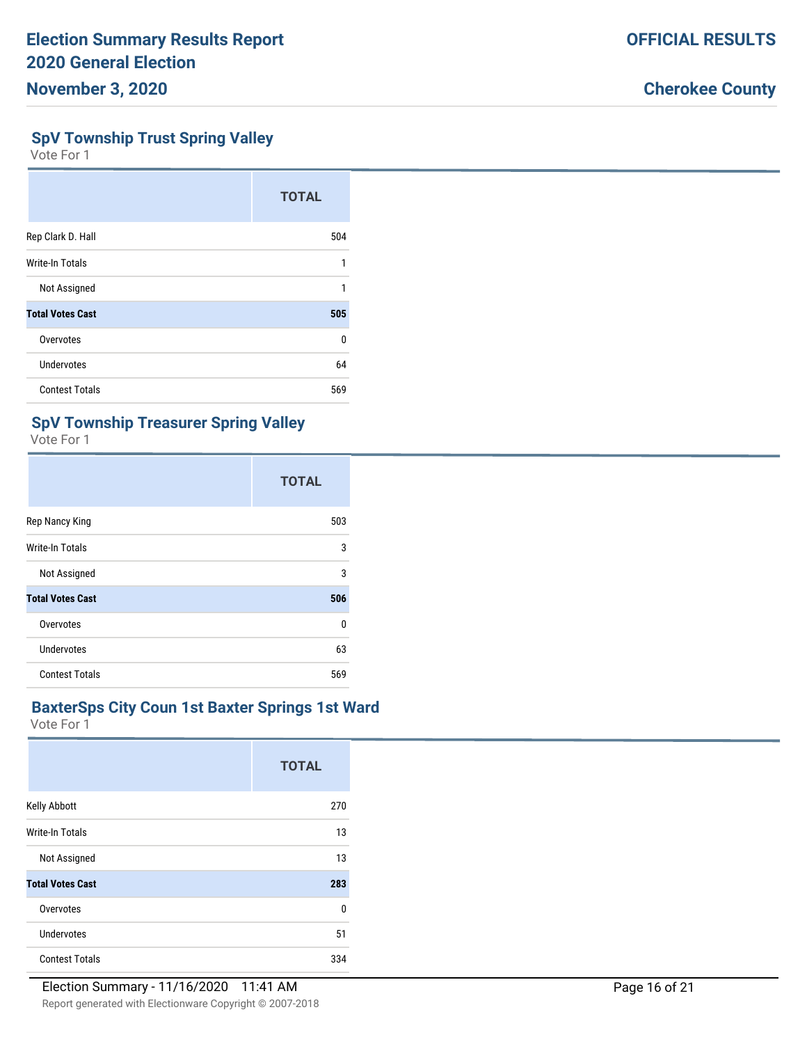## SpV Township Trust Spring Valley

Vote For 1

| | TOTAL |
|---|---|
| Rep Clark D. Hall | 504 |
| Write-In Totals | 1 |
| Not Assigned | 1 |
| **Total Votes Cast** | **505** |
| Overvotes | 0 |
| Undervotes | 64 |
| Contest Totals | 569 |

## SpV Township Treasurer Spring Valley

Vote For 1

| | TOTAL |
|---|---|
| Rep Nancy King | 503 |
| Write-In Totals | 3 |
| Not Assigned | 3 |
| **Total Votes Cast** | **506** |
| Overvotes | 0 |
| Undervotes | 63 |
| Contest Totals | 569 |

## BaxterSps City Coun 1st Baxter Springs 1st Ward

Vote For 1

| | TOTAL |
|---|---|
| Kelly Abbott | 270 |
| Write-In Totals | 13 |
| Not Assigned | 13 |
| **Total Votes Cast** | **283** |
| Overvotes | 0 |
| Undervotes | 51 |
| Contest Totals | 334 |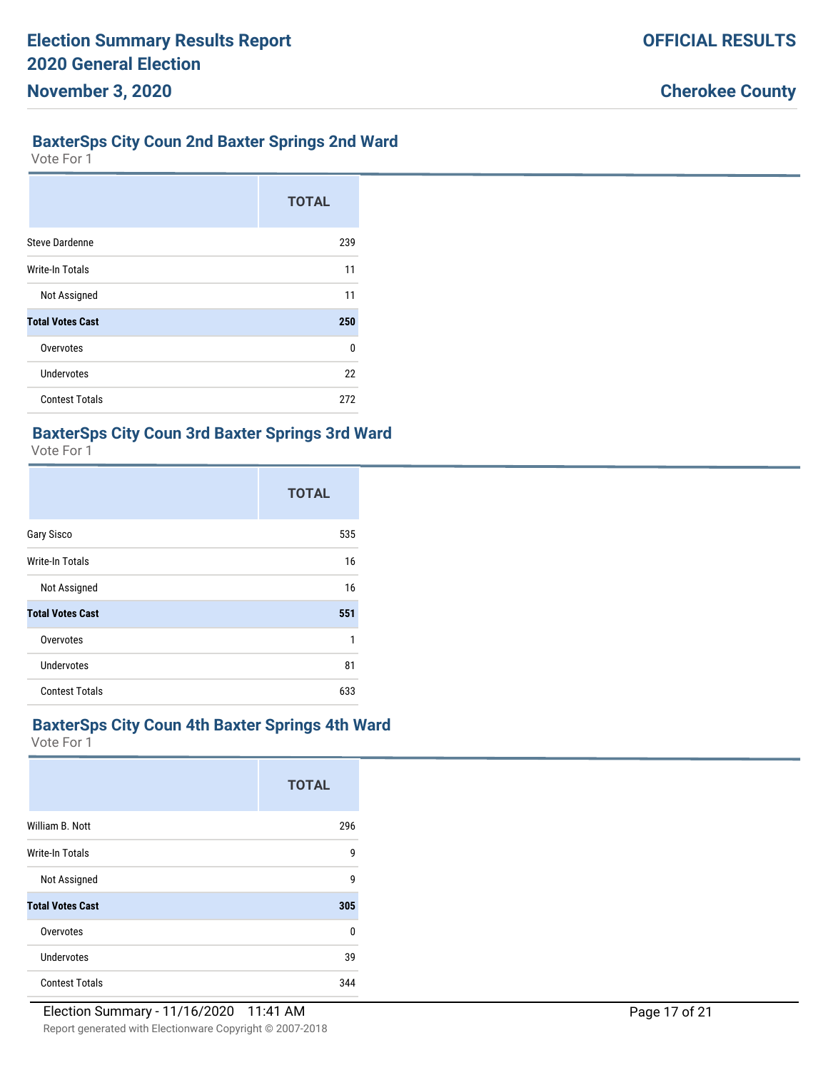## BaxterSps City Coun 2nd Baxter Springs 2nd Ward

Vote For 1

| | TOTAL |
|---|---|
| Steve Dardenne | 239 |
| Write-In Totals | 11 |
| Not Assigned | 11 |
| **Total Votes Cast** | **250** |
| Overvotes | 0 |
| Undervotes | 22 |
| Contest Totals | 272 |

## BaxterSps City Coun 3rd Baxter Springs 3rd Ward

Vote For 1

| | TOTAL |
|---|---|
| Gary Sisco | 535 |
| Write-In Totals | 16 |
| Not Assigned | 16 |
| **Total Votes Cast** | **551** |
| Overvotes | 1 |
| Undervotes | 81 |
| Contest Totals | 633 |

## BaxterSps City Coun 4th Baxter Springs 4th Ward

Vote For 1

| | TOTAL |
|---|---|
| William B. Nott | 296 |
| Write-In Totals | 9 |
| Not Assigned | 9 |
| **Total Votes Cast** | **305** |
| Overvotes | 0 |
| Undervotes | 39 |
| Contest Totals | 344 |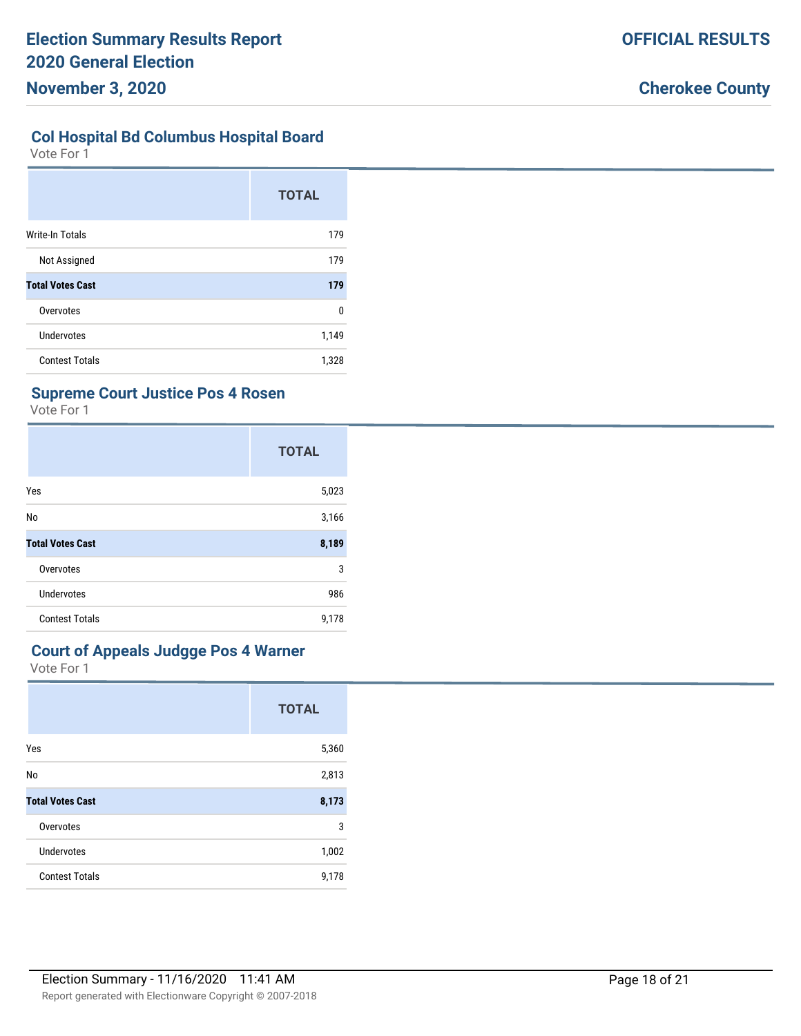## Col Hospital Bd Columbus Hospital Board

Vote For 1

| | TOTAL |
|---|---|
| Write-In Totals | 179 |
| Not Assigned | 179 |
| **Total Votes Cast** | **179** |
| Overvotes | 0 |
| Undervotes | 1,149 |
| Contest Totals | 1,328 |

## Supreme Court Justice Pos 4 Rosen

Vote For 1

| | TOTAL |
|---|---|
| Yes | 5,023 |
| No | 3,166 |
| **Total Votes Cast** | **8,189** |
| Overvotes | 3 |
| Undervotes | 986 |
| Contest Totals | 9,178 |

## Court of Appeals Judgge Pos 4 Warner

Vote For 1

| | TOTAL |
|---|---|
| Yes | 5,360 |
| No | 2,813 |
| **Total Votes Cast** | **8,173** |
| Overvotes | 3 |
| Undervotes | 1,002 |
| Contest Totals | 9,178 |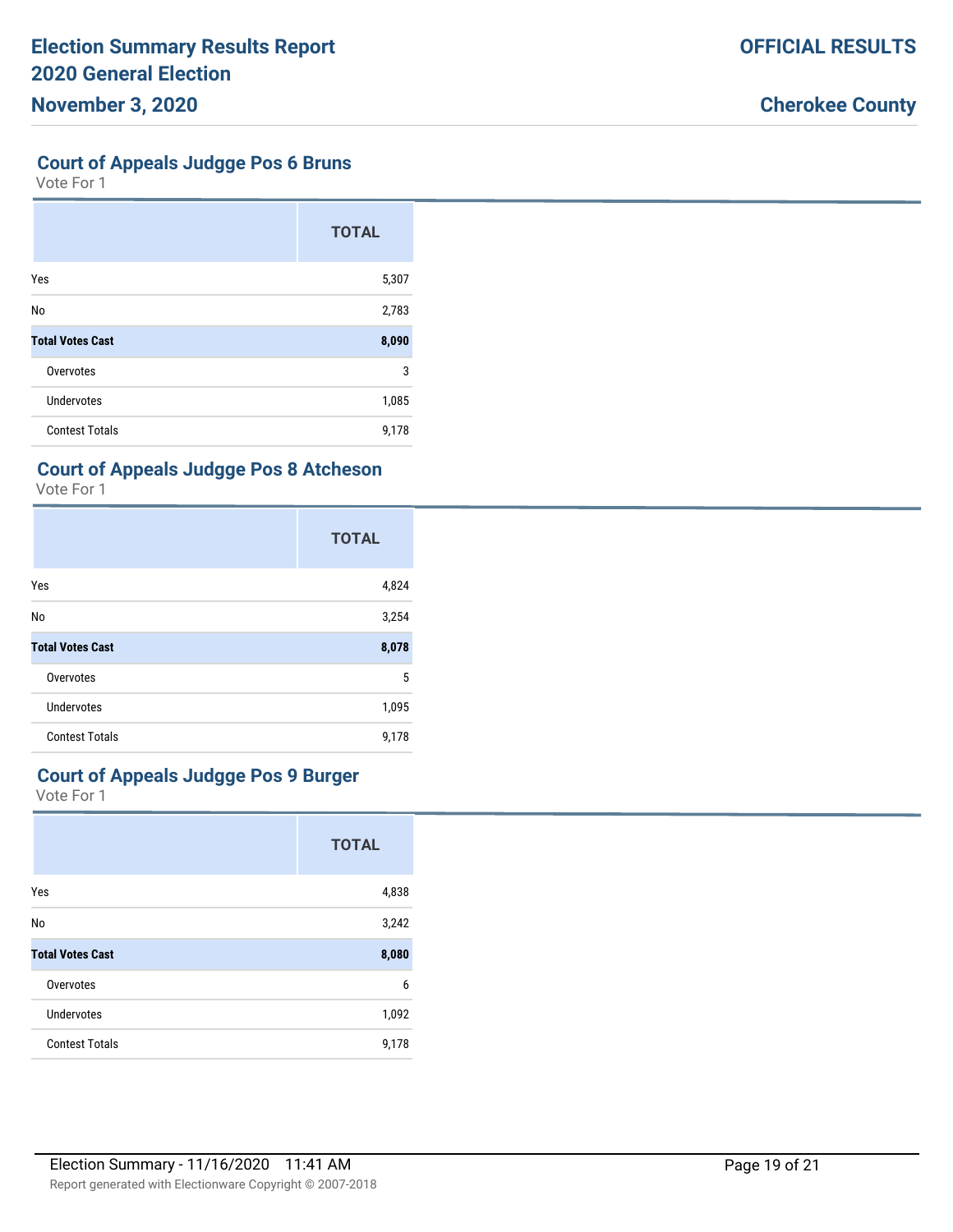## Court of Appeals Judgge Pos 6 Bruns

Vote For 1

| | TOTAL |
|---|---|
| Yes | 5,307 |
| No | 2,783 |
| **Total Votes Cast** | **8,090** |
| Overvotes | 3 |
| Undervotes | 1,085 |
| Contest Totals | 9,178 |

## Court of Appeals Judgge Pos 8 Atcheson

Vote For 1

| | TOTAL |
|---|---|
| Yes | 4,824 |
| No | 3,254 |
| **Total Votes Cast** | **8,078** |
| Overvotes | 5 |
| Undervotes | 1,095 |
| Contest Totals | 9,178 |

## Court of Appeals Judgge Pos 9 Burger

Vote For 1

| | TOTAL |
|---|---|
| Yes | 4,838 |
| No | 3,242 |
| **Total Votes Cast** | **8,080** |
| Overvotes | 6 |
| Undervotes | 1,092 |
| Contest Totals | 9,178 |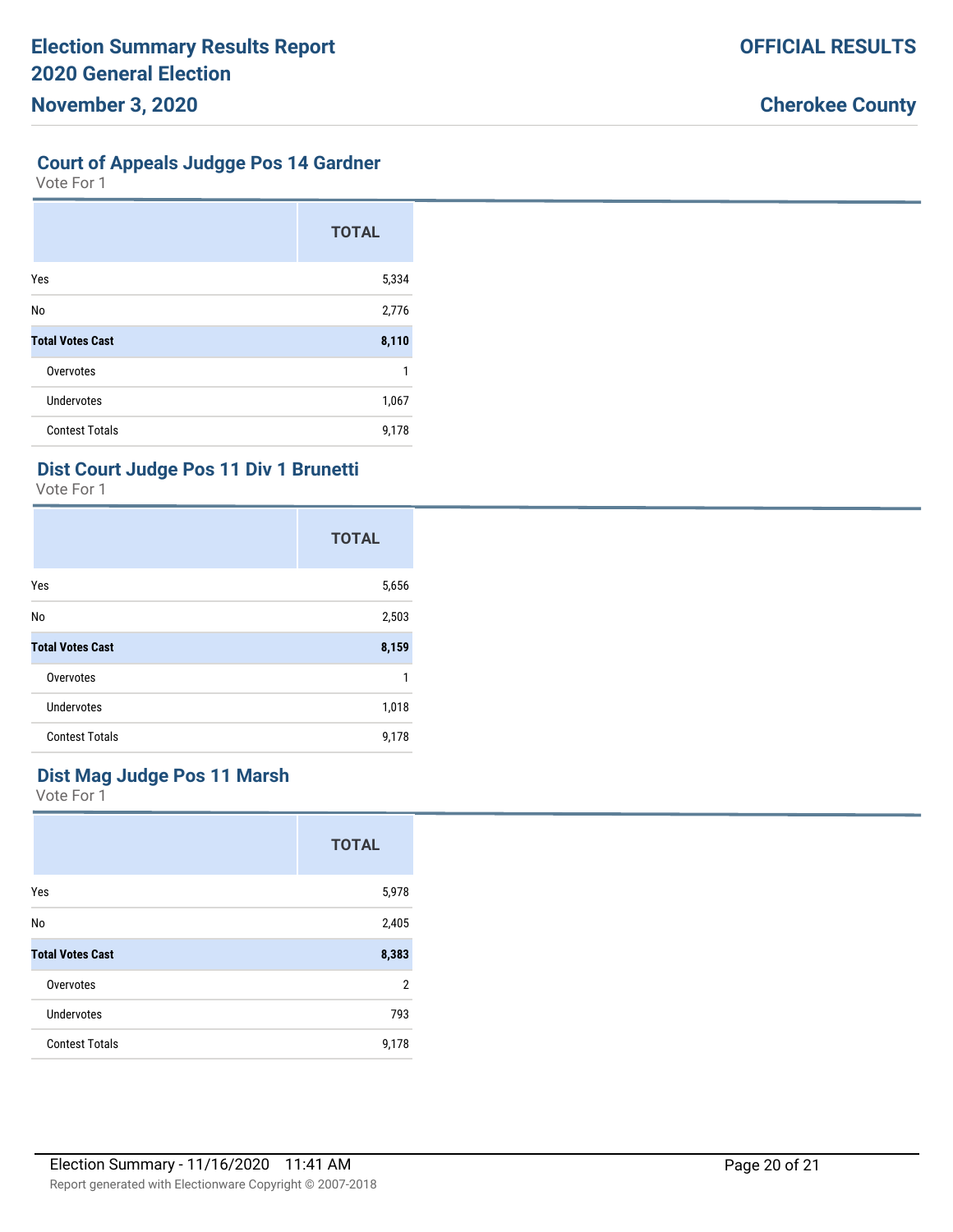## Court of Appeals Judgge Pos 14 Gardner

Vote For 1

| | TOTAL |
|---|---|
| Yes | 5,334 |
| No | 2,776 |
| **Total Votes Cast** | **8,110** |
| Overvotes | 1 |
| Undervotes | 1,067 |
| Contest Totals | 9,178 |

## Dist Court Judge Pos 11 Div 1 Brunetti

Vote For 1

| | TOTAL |
|---|---|
| Yes | 5,656 |
| No | 2,503 |
| **Total Votes Cast** | **8,159** |
| Overvotes | 1 |
| Undervotes | 1,018 |
| Contest Totals | 9,178 |

## Dist Mag Judge Pos 11 Marsh

Vote For 1

| | TOTAL |
|---|---|
| Yes | 5,978 |
| No | 2,405 |
| **Total Votes Cast** | **8,383** |
| Overvotes | 2 |
| Undervotes | 793 |
| Contest Totals | 9,178 |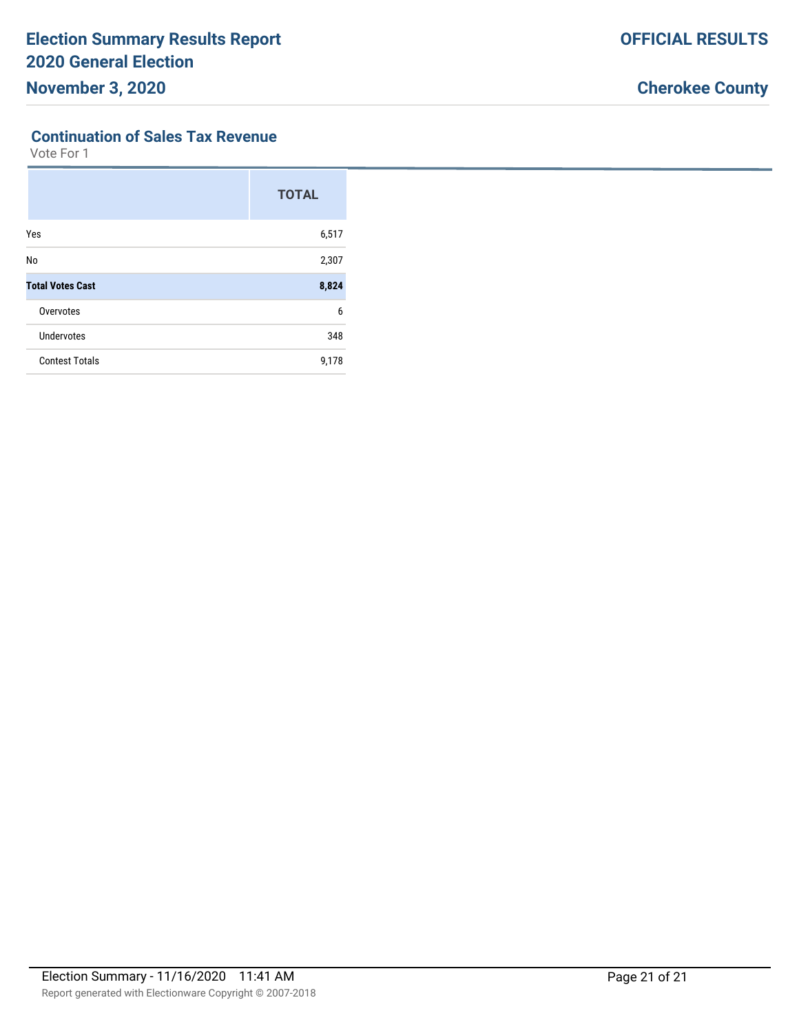## Continuation of Sales Tax Revenue

Vote For 1

| | TOTAL |
|---|---|
| Yes | 6,517 |
| No | 2,307 |
| **Total Votes Cast** | **8,824** |
| Overvotes | 6 |
| Undervotes | 348 |
| Contest Totals | 9,178 |